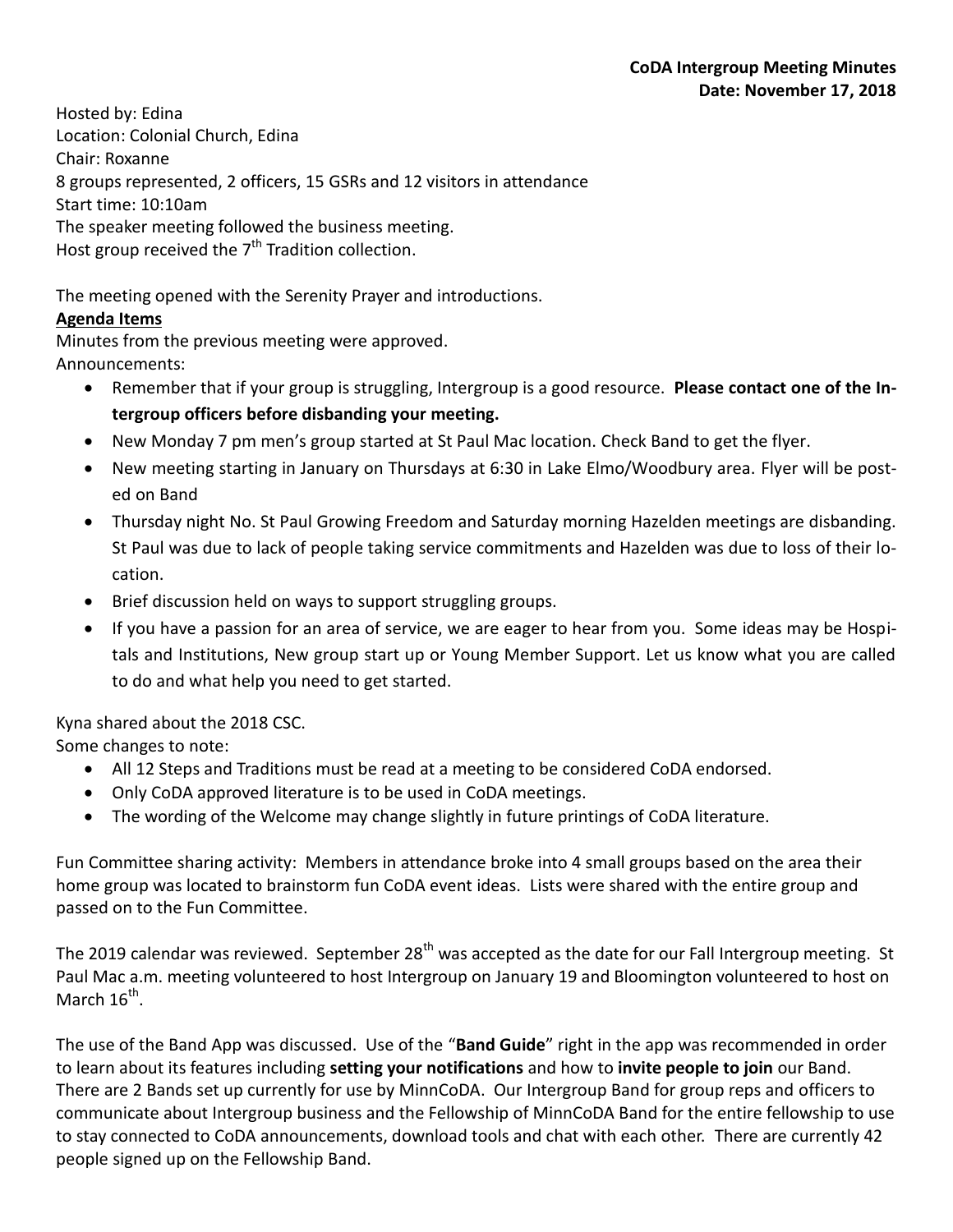**CoDA Intergroup Meeting Minutes**
**Date: November 17, 2018**

Hosted by: Edina
Location: Colonial Church, Edina
Chair: Roxanne
8 groups represented, 2 officers, 15 GSRs and 12 visitors in attendance
Start time: 10:10am
The speaker meeting followed the business meeting.
Host group received the 7th Tradition collection.

The meeting opened with the Serenity Prayer and introductions.

**Agenda Items**

Minutes from the previous meeting were approved.
Announcements:

- Remember that if your group is struggling, Intergroup is a good resource. **Please contact one of the Intergroup officers before disbanding your meeting.**
- New Monday 7 pm men's group started at St Paul Mac location. Check Band to get the flyer.
- New meeting starting in January on Thursdays at 6:30 in Lake Elmo/Woodbury area. Flyer will be posted on Band
- Thursday night No. St Paul Growing Freedom and Saturday morning Hazelden meetings are disbanding. St Paul was due to lack of people taking service commitments and Hazelden was due to loss of their location.
- Brief discussion held on ways to support struggling groups.
- If you have a passion for an area of service, we are eager to hear from you. Some ideas may be Hospitals and Institutions, New group start up or Young Member Support. Let us know what you are called to do and what help you need to get started.

Kyna shared about the 2018 CSC.
Some changes to note:

- All 12 Steps and Traditions must be read at a meeting to be considered CoDA endorsed.
- Only CoDA approved literature is to be used in CoDA meetings.
- The wording of the Welcome may change slightly in future printings of CoDA literature.

Fun Committee sharing activity: Members in attendance broke into 4 small groups based on the area their home group was located to brainstorm fun CoDA event ideas. Lists were shared with the entire group and passed on to the Fun Committee.

The 2019 calendar was reviewed. September 28th was accepted as the date for our Fall Intergroup meeting. St Paul Mac a.m. meeting volunteered to host Intergroup on January 19 and Bloomington volunteered to host on March 16th.

The use of the Band App was discussed. Use of the "**Band Guide**" right in the app was recommended in order to learn about its features including **setting your notifications** and how to **invite people to join** our Band. There are 2 Bands set up currently for use by MinnCoDA. Our Intergroup Band for group reps and officers to communicate about Intergroup business and the Fellowship of MinnCoDA Band for the entire fellowship to use to stay connected to CoDA announcements, download tools and chat with each other. There are currently 42 people signed up on the Fellowship Band.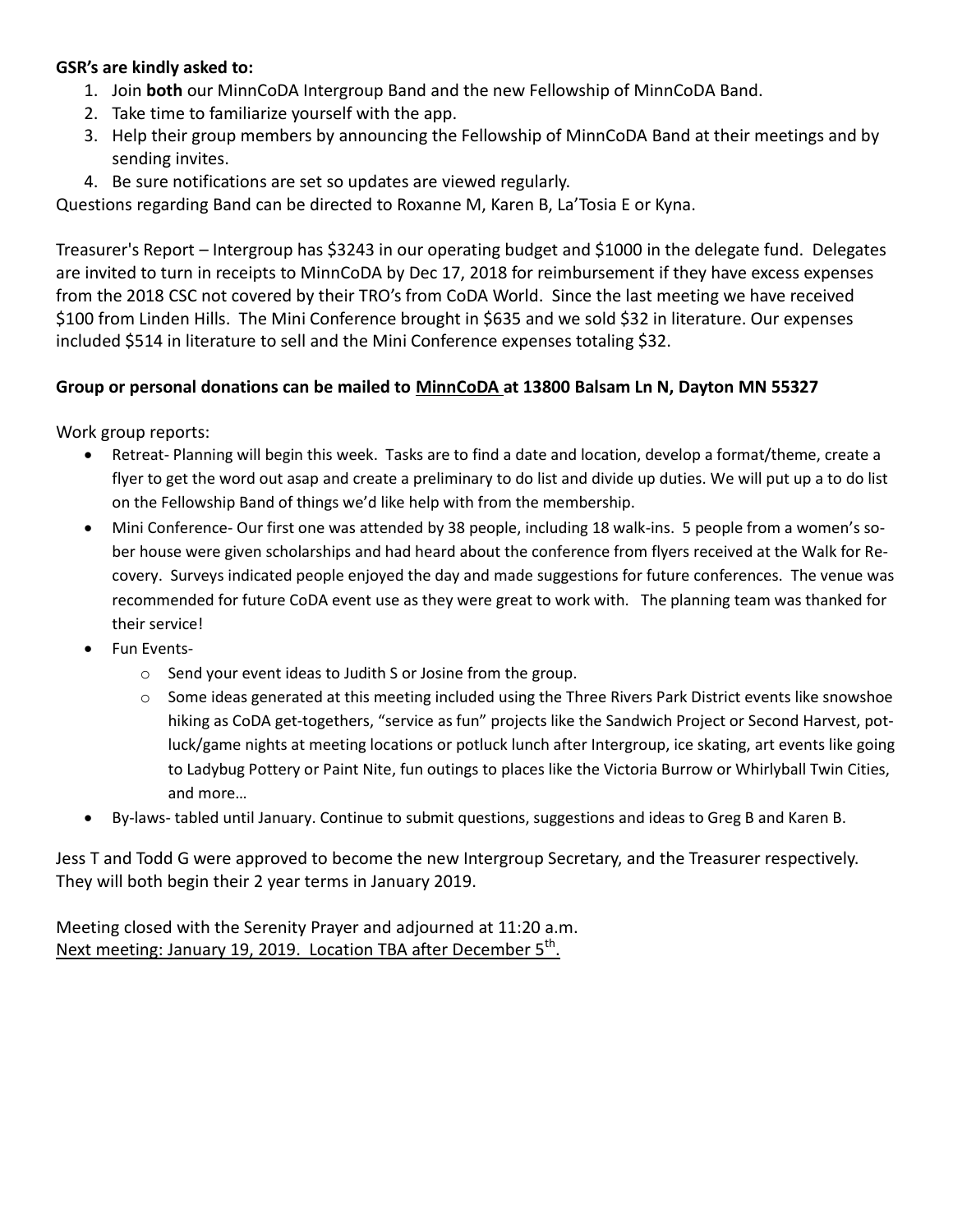**GSR's are kindly asked to:**

1. Join **both** our MinnCoDA Intergroup Band and the new Fellowship of MinnCoDA Band.
2. Take time to familiarize yourself with the app.
3. Help their group members by announcing the Fellowship of MinnCoDA Band at their meetings and by sending invites.
4. Be sure notifications are set so updates are viewed regularly.

Questions regarding Band can be directed to Roxanne M, Karen B, La'Tosia E or Kyna.

Treasurer's Report – Intergroup has $3243 in our operating budget and $1000 in the delegate fund. Delegates are invited to turn in receipts to MinnCoDA by Dec 17, 2018 for reimbursement if they have excess expenses from the 2018 CSC not covered by their TRO's from CoDA World. Since the last meeting we have received $100 from Linden Hills. The Mini Conference brought in $635 and we sold $32 in literature. Our expenses included $514 in literature to sell and the Mini Conference expenses totaling $32.

**Group or personal donations can be mailed to MinnCoDA at 13800 Balsam Ln N, Dayton MN 55327**

Work group reports:

- Retreat- Planning will begin this week. Tasks are to find a date and location, develop a format/theme, create a flyer to get the word out asap and create a preliminary to do list and divide up duties. We will put up a to do list on the Fellowship Band of things we'd like help with from the membership.
- Mini Conference- Our first one was attended by 38 people, including 18 walk-ins. 5 people from a women's sober house were given scholarships and had heard about the conference from flyers received at the Walk for Recovery. Surveys indicated people enjoyed the day and made suggestions for future conferences. The venue was recommended for future CoDA event use as they were great to work with. The planning team was thanked for their service!
- Fun Events-
  - Send your event ideas to Judith S or Josine from the group.
  - Some ideas generated at this meeting included using the Three Rivers Park District events like snowshoe hiking as CoDA get-togethers, "service as fun" projects like the Sandwich Project or Second Harvest, potluck/game nights at meeting locations or potluck lunch after Intergroup, ice skating, art events like going to Ladybug Pottery or Paint Nite, fun outings to places like the Victoria Burrow or Whirlyball Twin Cities, and more…
- By-laws- tabled until January. Continue to submit questions, suggestions and ideas to Greg B and Karen B.

Jess T and Todd G were approved to become the new Intergroup Secretary, and the Treasurer respectively. They will both begin their 2 year terms in January 2019.

Meeting closed with the Serenity Prayer and adjourned at 11:20 a.m.
Next meeting: January 19, 2019. Location TBA after December 5th.